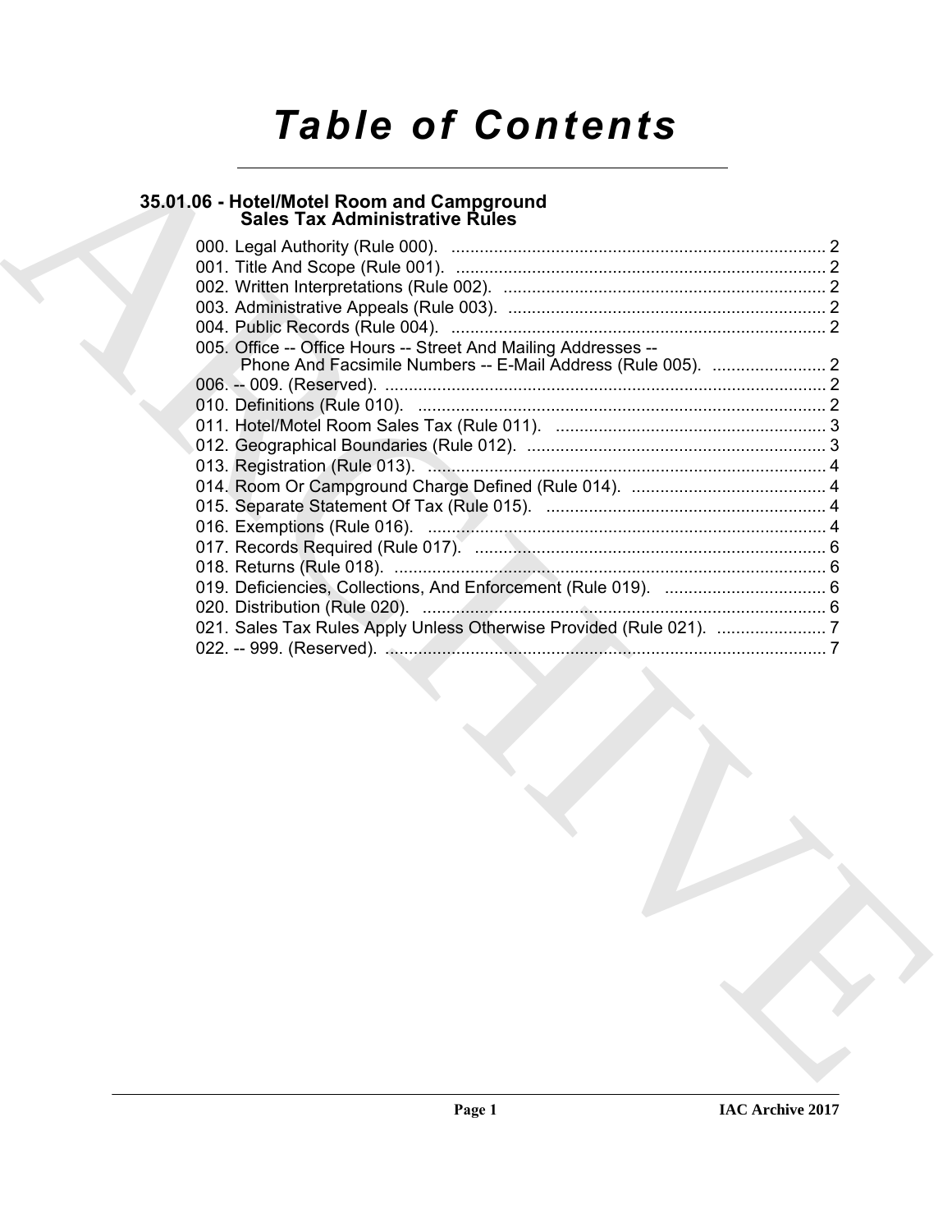# Table of Contents

## 35.01.06 - Hotel/Motel Room and Campground Sales Tax Administrative Rules

000. Legal Authority (Rule 000). ..... 2
001. Title And Scope (Rule 001). ..... 2
002. Written Interpretations (Rule 002). ..... 2
003. Administrative Appeals (Rule 003). ..... 2
004. Public Records (Rule 004). ..... 2
005. Office -- Office Hours -- Street And Mailing Addresses -- Phone And Facsimile Numbers -- E-Mail Address (Rule 005). ..... 2
006. -- 009. (Reserved). ..... 2
010. Definitions (Rule 010). ..... 2
011. Hotel/Motel Room Sales Tax (Rule 011). ..... 3
012. Geographical Boundaries (Rule 012). ..... 3
013. Registration (Rule 013). ..... 4
014. Room Or Campground Charge Defined (Rule 014). ..... 4
015. Separate Statement Of Tax (Rule 015). ..... 4
016. Exemptions (Rule 016). ..... 4
017. Records Required (Rule 017). ..... 6
018. Returns (Rule 018). ..... 6
019. Deficiencies, Collections, And Enforcement (Rule 019). ..... 6
020. Distribution (Rule 020). ..... 6
021. Sales Tax Rules Apply Unless Otherwise Provided (Rule 021). ..... 7
022. -- 999. (Reserved). ..... 7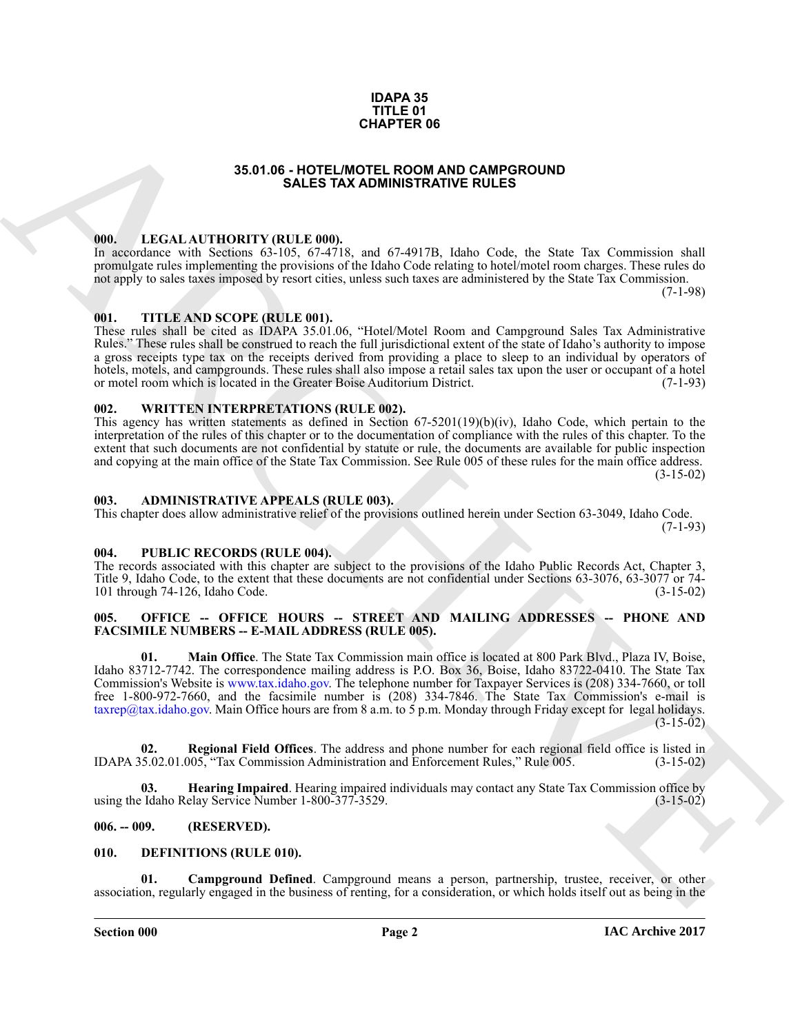**IDAPA 35**
**TITLE 01**
**CHAPTER 06**

# 35.01.06 - HOTEL/MOTEL ROOM AND CAMPGROUND SALES TAX ADMINISTRATIVE RULES

## 000. LEGAL AUTHORITY (RULE 000).

In accordance with Sections 63-105, 67-4718, and 67-4917B, Idaho Code, the State Tax Commission shall promulgate rules implementing the provisions of the Idaho Code relating to hotel/motel room charges. These rules do not apply to sales taxes imposed by resort cities, unless such taxes are administered by the State Tax Commission. (7-1-98)

## 001. TITLE AND SCOPE (RULE 001).

These rules shall be cited as IDAPA 35.01.06, "Hotel/Motel Room and Campground Sales Tax Administrative Rules." These rules shall be construed to reach the full jurisdictional extent of the state of Idaho's authority to impose a gross receipts type tax on the receipts derived from providing a place to sleep to an individual by operators of hotels, motels, and campgrounds. These rules shall also impose a retail sales tax upon the user or occupant of a hotel or motel room which is located in the Greater Boise Auditorium District. (7-1-93)

## 002. WRITTEN INTERPRETATIONS (RULE 002).

This agency has written statements as defined in Section 67-5201(19)(b)(iv), Idaho Code, which pertain to the interpretation of the rules of this chapter or to the documentation of compliance with the rules of this chapter. To the extent that such documents are not confidential by statute or rule, the documents are available for public inspection and copying at the main office of the State Tax Commission. See Rule 005 of these rules for the main office address. (3-15-02)

## 003. ADMINISTRATIVE APPEALS (RULE 003).

This chapter does allow administrative relief of the provisions outlined herein under Section 63-3049, Idaho Code. (7-1-93)

## 004. PUBLIC RECORDS (RULE 004).

The records associated with this chapter are subject to the provisions of the Idaho Public Records Act, Chapter 3, Title 9, Idaho Code, to the extent that these documents are not confidential under Sections 63-3076, 63-3077 or 74-101 through 74-126, Idaho Code. (3-15-02)

## 005. OFFICE -- OFFICE HOURS -- STREET AND MAILING ADDRESSES -- PHONE AND FACSIMILE NUMBERS -- E-MAIL ADDRESS (RULE 005).

**01. Main Office**. The State Tax Commission main office is located at 800 Park Blvd., Plaza IV, Boise, Idaho 83712-7742. The correspondence mailing address is P.O. Box 36, Boise, Idaho 83722-0410. The State Tax Commission's Website is www.tax.idaho.gov. The telephone number for Taxpayer Services is (208) 334-7660, or toll free 1-800-972-7660, and the facsimile number is (208) 334-7846. The State Tax Commission's e-mail is taxrep@tax.idaho.gov. Main Office hours are from 8 a.m. to 5 p.m. Monday through Friday except for legal holidays. (3-15-02)

**02. Regional Field Offices**. The address and phone number for each regional field office is listed in IDAPA 35.02.01.005, "Tax Commission Administration and Enforcement Rules," Rule 005. (3-15-02)

**03. Hearing Impaired**. Hearing impaired individuals may contact any State Tax Commission office by using the Idaho Relay Service Number 1-800-377-3529. (3-15-02)

## 006. -- 009. (RESERVED).

## 010. DEFINITIONS (RULE 010).

**01. Campground Defined**. Campground means a person, partnership, trustee, receiver, or other association, regularly engaged in the business of renting, for a consideration, or which holds itself out as being in the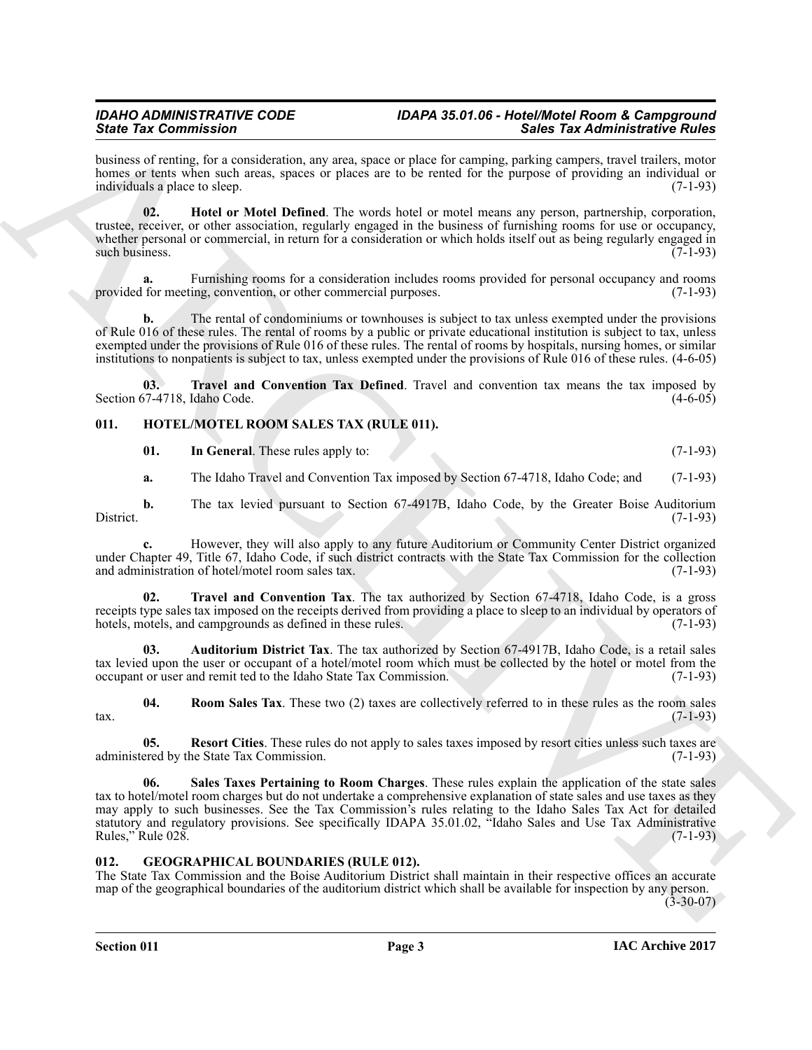business of renting, for a consideration, any area, space or place for camping, parking campers, travel trailers, motor homes or tents when such areas, spaces or places are to be rented for the purpose of providing an individual or individuals a place to sleep. (7-1-93)

**02. Hotel or Motel Defined**. The words hotel or motel means any person, partnership, corporation, trustee, receiver, or other association, regularly engaged in the business of furnishing rooms for use or occupancy, whether personal or commercial, in return for a consideration or which holds itself out as being regularly engaged in such business. (7-1-93)

**a.** Furnishing rooms for a consideration includes rooms provided for personal occupancy and rooms provided for meeting, convention, or other commercial purposes. (7-1-93)

**b.** The rental of condominiums or townhouses is subject to tax unless exempted under the provisions of Rule 016 of these rules. The rental of rooms by a public or private educational institution is subject to tax, unless exempted under the provisions of Rule 016 of these rules. The rental of rooms by hospitals, nursing homes, or similar institutions to nonpatients is subject to tax, unless exempted under the provisions of Rule 016 of these rules. (4-6-05)

**03. Travel and Convention Tax Defined**. Travel and convention tax means the tax imposed by Section 67-4718, Idaho Code. (4-6-05)

## 011. HOTEL/MOTEL ROOM SALES TAX (RULE 011).

**01. In General**. These rules apply to: (7-1-93)

**a.** The Idaho Travel and Convention Tax imposed by Section 67-4718, Idaho Code; and (7-1-93)

**b.** The tax levied pursuant to Section 67-4917B, Idaho Code, by the Greater Boise Auditorium District. (7-1-93)

**c.** However, they will also apply to any future Auditorium or Community Center District organized under Chapter 49, Title 67, Idaho Code, if such district contracts with the State Tax Commission for the collection and administration of hotel/motel room sales tax. (7-1-93)

**02. Travel and Convention Tax**. The tax authorized by Section 67-4718, Idaho Code, is a gross receipts type sales tax imposed on the receipts derived from providing a place to sleep to an individual by operators of hotels, motels, and campgrounds as defined in these rules. (7-1-93)

**03. Auditorium District Tax**. The tax authorized by Section 67-4917B, Idaho Code, is a retail sales tax levied upon the user or occupant of a hotel/motel room which must be collected by the hotel or motel from the occupant or user and remit ted to the Idaho State Tax Commission. (7-1-93)

**04. Room Sales Tax**. These two (2) taxes are collectively referred to in these rules as the room sales tax. (7-1-93)

**05. Resort Cities**. These rules do not apply to sales taxes imposed by resort cities unless such taxes are administered by the State Tax Commission. (7-1-93)

**06. Sales Taxes Pertaining to Room Charges**. These rules explain the application of the state sales tax to hotel/motel room charges but do not undertake a comprehensive explanation of state sales and use taxes as they may apply to such businesses. See the Tax Commission's rules relating to the Idaho Sales Tax Act for detailed statutory and regulatory provisions. See specifically IDAPA 35.01.02, "Idaho Sales and Use Tax Administrative Rules," Rule 028. (7-1-93)

## 012. GEOGRAPHICAL BOUNDARIES (RULE 012).

The State Tax Commission and the Boise Auditorium District shall maintain in their respective offices an accurate map of the geographical boundaries of the auditorium district which shall be available for inspection by any person. (3-30-07)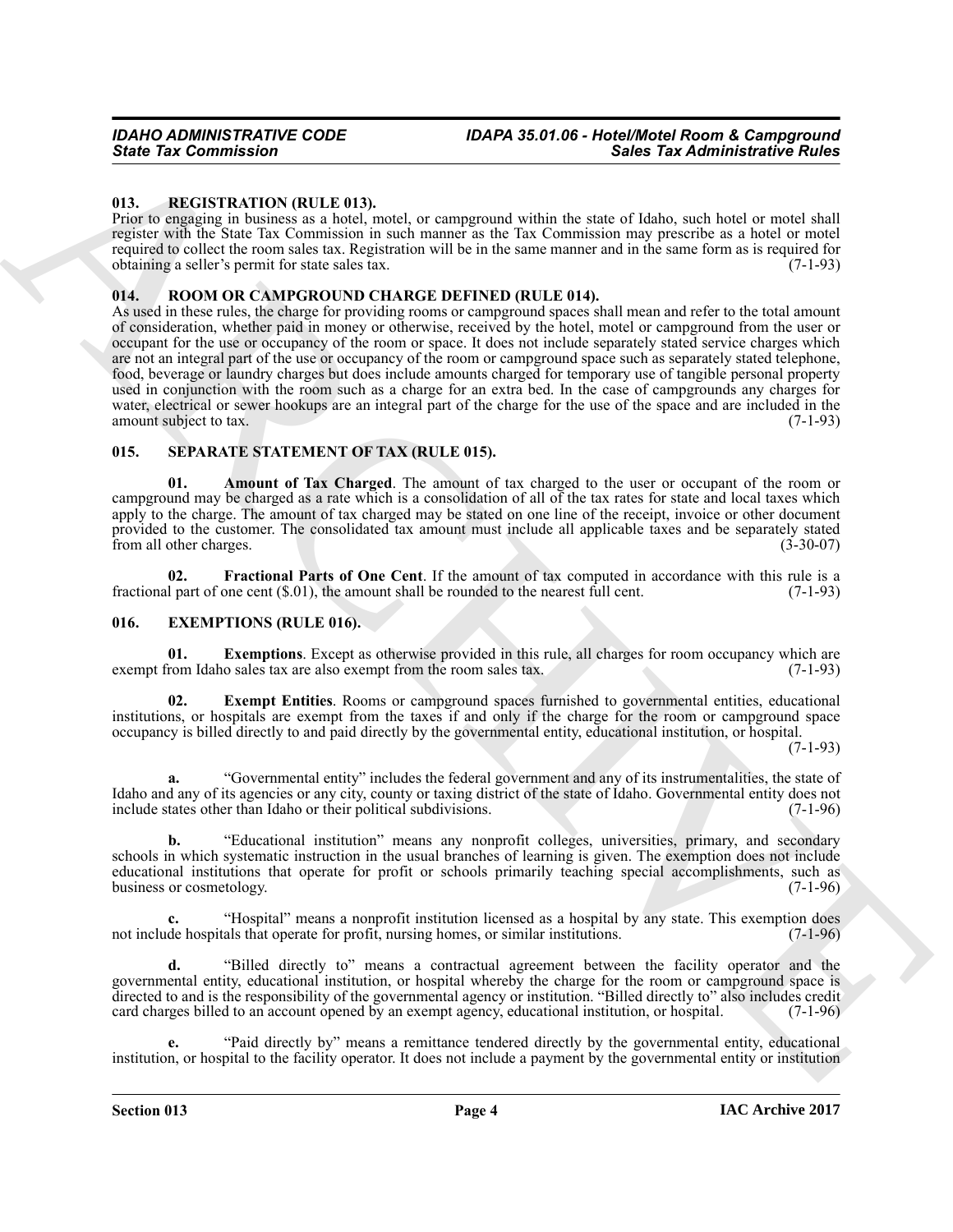## 013. REGISTRATION (RULE 013).

Prior to engaging in business as a hotel, motel, or campground within the state of Idaho, such hotel or motel shall register with the State Tax Commission in such manner as the Tax Commission may prescribe as a hotel or motel required to collect the room sales tax. Registration will be in the same manner and in the same form as is required for obtaining a seller's permit for state sales tax. (7-1-93)

## 014. ROOM OR CAMPGROUND CHARGE DEFINED (RULE 014).

As used in these rules, the charge for providing rooms or campground spaces shall mean and refer to the total amount of consideration, whether paid in money or otherwise, received by the hotel, motel or campground from the user or occupant for the use or occupancy of the room or space. It does not include separately stated service charges which are not an integral part of the use or occupancy of the room or campground space such as separately stated telephone, food, beverage or laundry charges but does include amounts charged for temporary use of tangible personal property used in conjunction with the room such as a charge for an extra bed. In the case of campgrounds any charges for water, electrical or sewer hookups are an integral part of the charge for the use of the space and are included in the amount subject to tax. (7-1-93)

## 015. SEPARATE STATEMENT OF TAX (RULE 015).

**01. Amount of Tax Charged**. The amount of tax charged to the user or occupant of the room or campground may be charged as a rate which is a consolidation of all of the tax rates for state and local taxes which apply to the charge. The amount of tax charged may be stated on one line of the receipt, invoice or other document provided to the customer. The consolidated tax amount must include all applicable taxes and be separately stated from all other charges. (3-30-07)

**02. Fractional Parts of One Cent**. If the amount of tax computed in accordance with this rule is a fractional part of one cent ($.01), the amount shall be rounded to the nearest full cent. (7-1-93)

## 016. EXEMPTIONS (RULE 016).

**01. Exemptions**. Except as otherwise provided in this rule, all charges for room occupancy which are exempt from Idaho sales tax are also exempt from the room sales tax. (7-1-93)

**02. Exempt Entities**. Rooms or campground spaces furnished to governmental entities, educational institutions, or hospitals are exempt from the taxes if and only if the charge for the room or campground space occupancy is billed directly to and paid directly by the governmental entity, educational institution, or hospital. (7-1-93)

**a.** "Governmental entity" includes the federal government and any of its instrumentalities, the state of Idaho and any of its agencies or any city, county or taxing district of the state of Idaho. Governmental entity does not include states other than Idaho or their political subdivisions. (7-1-96)

**b.** "Educational institution" means any nonprofit colleges, universities, primary, and secondary schools in which systematic instruction in the usual branches of learning is given. The exemption does not include educational institutions that operate for profit or schools primarily teaching special accomplishments, such as business or cosmetology. (7-1-96)

**c.** "Hospital" means a nonprofit institution licensed as a hospital by any state. This exemption does not include hospitals that operate for profit, nursing homes, or similar institutions. (7-1-96)

**d.** "Billed directly to" means a contractual agreement between the facility operator and the governmental entity, educational institution, or hospital whereby the charge for the room or campground space is directed to and is the responsibility of the governmental agency or institution. "Billed directly to" also includes credit card charges billed to an account opened by an exempt agency, educational institution, or hospital. (7-1-96)

**e.** "Paid directly by" means a remittance tendered directly by the governmental entity, educational institution, or hospital to the facility operator. It does not include a payment by the governmental entity or institution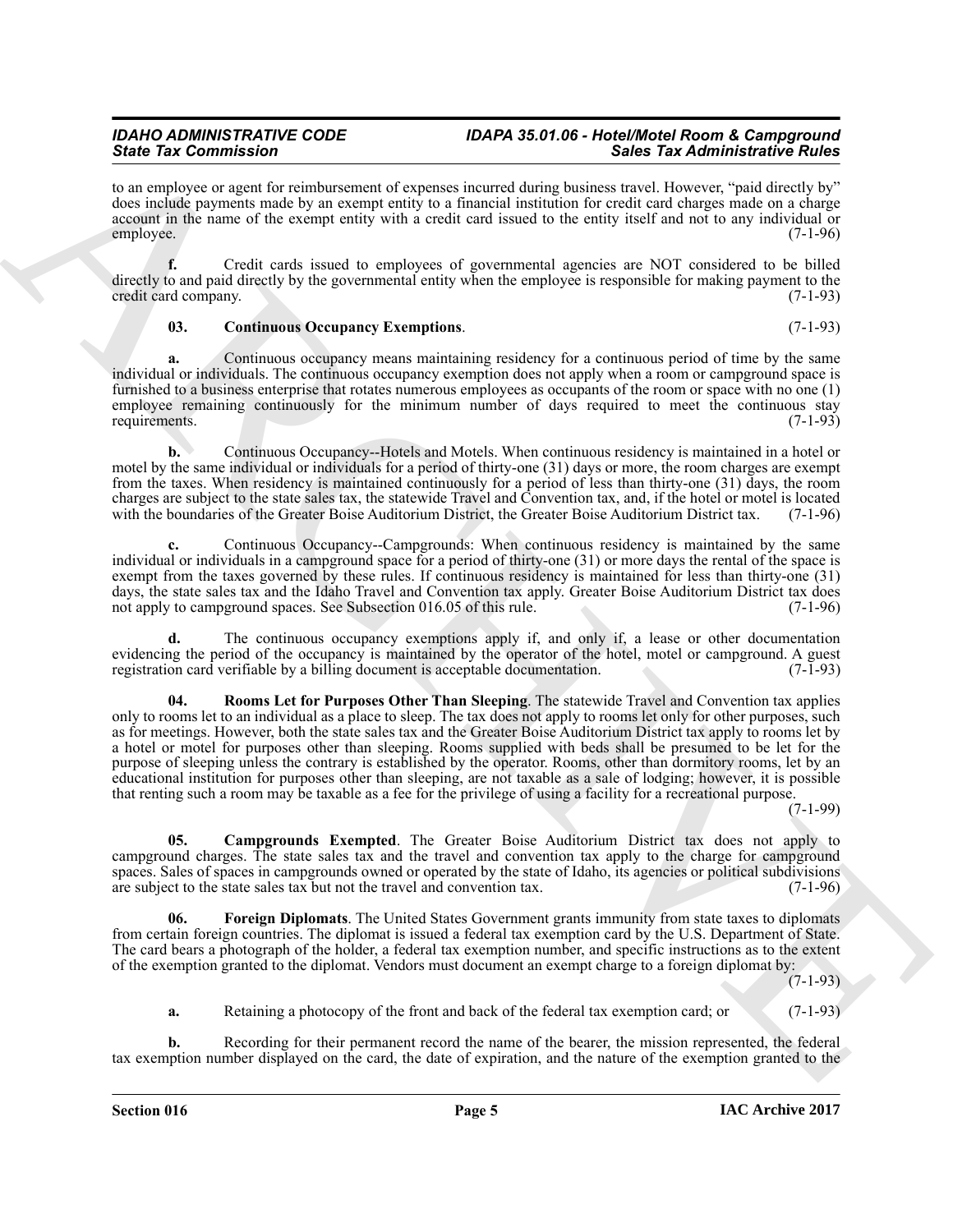to an employee or agent for reimbursement of expenses incurred during business travel. However, "paid directly by" does include payments made by an exempt entity to a financial institution for credit card charges made on a charge account in the name of the exempt entity with a credit card issued to the entity itself and not to any individual or employee. (7-1-96)

**f.** Credit cards issued to employees of governmental agencies are NOT considered to be billed directly to and paid directly by the governmental entity when the employee is responsible for making payment to the credit card company. (7-1-93)

**03. Continuous Occupancy Exemptions**. (7-1-93)

**a.** Continuous occupancy means maintaining residency for a continuous period of time by the same individual or individuals. The continuous occupancy exemption does not apply when a room or campground space is furnished to a business enterprise that rotates numerous employees as occupants of the room or space with no one (1) employee remaining continuously for the minimum number of days required to meet the continuous stay requirements. (7-1-93)

**b.** Continuous Occupancy--Hotels and Motels. When continuous residency is maintained in a hotel or motel by the same individual or individuals for a period of thirty-one (31) days or more, the room charges are exempt from the taxes. When residency is maintained continuously for a period of less than thirty-one (31) days, the room charges are subject to the state sales tax, the statewide Travel and Convention tax, and, if the hotel or motel is located with the boundaries of the Greater Boise Auditorium District, the Greater Boise Auditorium District tax. (7-1-96)

**c.** Continuous Occupancy--Campgrounds: When continuous residency is maintained by the same individual or individuals in a campground space for a period of thirty-one (31) or more days the rental of the space is exempt from the taxes governed by these rules. If continuous residency is maintained for less than thirty-one (31) days, the state sales tax and the Idaho Travel and Convention tax apply. Greater Boise Auditorium District tax does not apply to campground spaces. See Subsection 016.05 of this rule. (7-1-96)

**d.** The continuous occupancy exemptions apply if, and only if, a lease or other documentation evidencing the period of the occupancy is maintained by the operator of the hotel, motel or campground. A guest registration card verifiable by a billing document is acceptable documentation. (7-1-93)

**04. Rooms Let for Purposes Other Than Sleeping**. The statewide Travel and Convention tax applies only to rooms let to an individual as a place to sleep. The tax does not apply to rooms let only for other purposes, such as for meetings. However, both the state sales tax and the Greater Boise Auditorium District tax apply to rooms let by a hotel or motel for purposes other than sleeping. Rooms supplied with beds shall be presumed to be let for the purpose of sleeping unless the contrary is established by the operator. Rooms, other than dormitory rooms, let by an educational institution for purposes other than sleeping, are not taxable as a sale of lodging; however, it is possible that renting such a room may be taxable as a fee for the privilege of using a facility for a recreational purpose. (7-1-99)

**05. Campgrounds Exempted**. The Greater Boise Auditorium District tax does not apply to campground charges. The state sales tax and the travel and convention tax apply to the charge for campground spaces. Sales of spaces in campgrounds owned or operated by the state of Idaho, its agencies or political subdivisions are subject to the state sales tax but not the travel and convention tax. (7-1-96)

**06. Foreign Diplomats**. The United States Government grants immunity from state taxes to diplomats from certain foreign countries. The diplomat is issued a federal tax exemption card by the U.S. Department of State. The card bears a photograph of the holder, a federal tax exemption number, and specific instructions as to the extent of the exemption granted to the diplomat. Vendors must document an exempt charge to a foreign diplomat by: (7-1-93)

**a.** Retaining a photocopy of the front and back of the federal tax exemption card; or (7-1-93)

**b.** Recording for their permanent record the name of the bearer, the mission represented, the federal tax exemption number displayed on the card, the date of expiration, and the nature of the exemption granted to the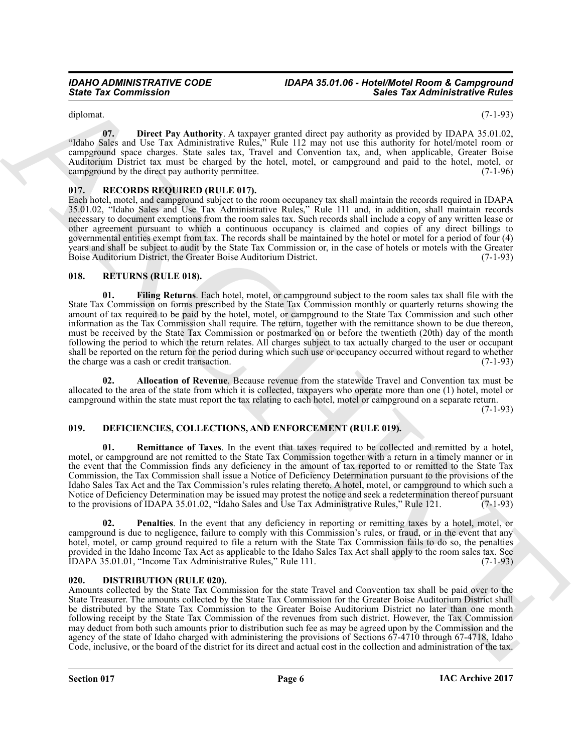diplomat. (7-1-93)

**07. Direct Pay Authority**. A taxpayer granted direct pay authority as provided by IDAPA 35.01.02, "Idaho Sales and Use Tax Administrative Rules," Rule 112 may not use this authority for hotel/motel room or campground space charges. State sales tax, Travel and Convention tax, and, when applicable, Greater Boise Auditorium District tax must be charged by the hotel, motel, or campground and paid to the hotel, motel, or campground by the direct pay authority permittee. (7-1-96)

## 017. RECORDS REQUIRED (RULE 017).

Each hotel, motel, and campground subject to the room occupancy tax shall maintain the records required in IDAPA 35.01.02, "Idaho Sales and Use Tax Administrative Rules," Rule 111 and, in addition, shall maintain records necessary to document exemptions from the room sales tax. Such records shall include a copy of any written lease or other agreement pursuant to which a continuous occupancy is claimed and copies of any direct billings to governmental entities exempt from tax. The records shall be maintained by the hotel or motel for a period of four (4) years and shall be subject to audit by the State Tax Commission or, in the case of hotels or motels with the Greater Boise Auditorium District, the Greater Boise Auditorium District. (7-1-93)

## 018. RETURNS (RULE 018).

**01. Filing Returns**. Each hotel, motel, or campground subject to the room sales tax shall file with the State Tax Commission on forms prescribed by the State Tax Commission monthly or quarterly returns showing the amount of tax required to be paid by the hotel, motel, or campground to the State Tax Commission and such other information as the Tax Commission shall require. The return, together with the remittance shown to be due thereon, must be received by the State Tax Commission or postmarked on or before the twentieth (20th) day of the month following the period to which the return relates. All charges subject to tax actually charged to the user or occupant shall be reported on the return for the period during which such use or occupancy occurred without regard to whether the charge was a cash or credit transaction. (7-1-93)

**02. Allocation of Revenue**. Because revenue from the statewide Travel and Convention tax must be allocated to the area of the state from which it is collected, taxpayers who operate more than one (1) hotel, motel or campground within the state must report the tax relating to each hotel, motel or campground on a separate return. (7-1-93)

## 019. DEFICIENCIES, COLLECTIONS, AND ENFORCEMENT (RULE 019).

**01. Remittance of Taxes**. In the event that taxes required to be collected and remitted by a hotel, motel, or campground are not remitted to the State Tax Commission together with a return in a timely manner or in the event that the Commission finds any deficiency in the amount of tax reported to or remitted to the State Tax Commission, the Tax Commission shall issue a Notice of Deficiency Determination pursuant to the provisions of the Idaho Sales Tax Act and the Tax Commission's rules relating thereto. A hotel, motel, or campground to which such a Notice of Deficiency Determination may be issued may protest the notice and seek a redetermination thereof pursuant to the provisions of IDAPA 35.01.02, "Idaho Sales and Use Tax Administrative Rules," Rule 121. (7-1-93)

**02. Penalties**. In the event that any deficiency in reporting or remitting taxes by a hotel, motel, or campground is due to negligence, failure to comply with this Commission's rules, or fraud, or in the event that any hotel, motel, or camp ground required to file a return with the State Tax Commission fails to do so, the penalties provided in the Idaho Income Tax Act as applicable to the Idaho Sales Tax Act shall apply to the room sales tax. See IDAPA 35.01.01, "Income Tax Administrative Rules," Rule 111. (7-1-93)

## 020. DISTRIBUTION (RULE 020).

Amounts collected by the State Tax Commission for the state Travel and Convention tax shall be paid over to the State Treasurer. The amounts collected by the State Tax Commission for the Greater Boise Auditorium District shall be distributed by the State Tax Commission to the Greater Boise Auditorium District no later than one month following receipt by the State Tax Commission of the revenues from such district. However, the Tax Commission may deduct from both such amounts prior to distribution such fee as may be agreed upon by the Commission and the agency of the state of Idaho charged with administering the provisions of Sections 67-4710 through 67-4718, Idaho Code, inclusive, or the board of the district for its direct and actual cost in the collection and administration of the tax.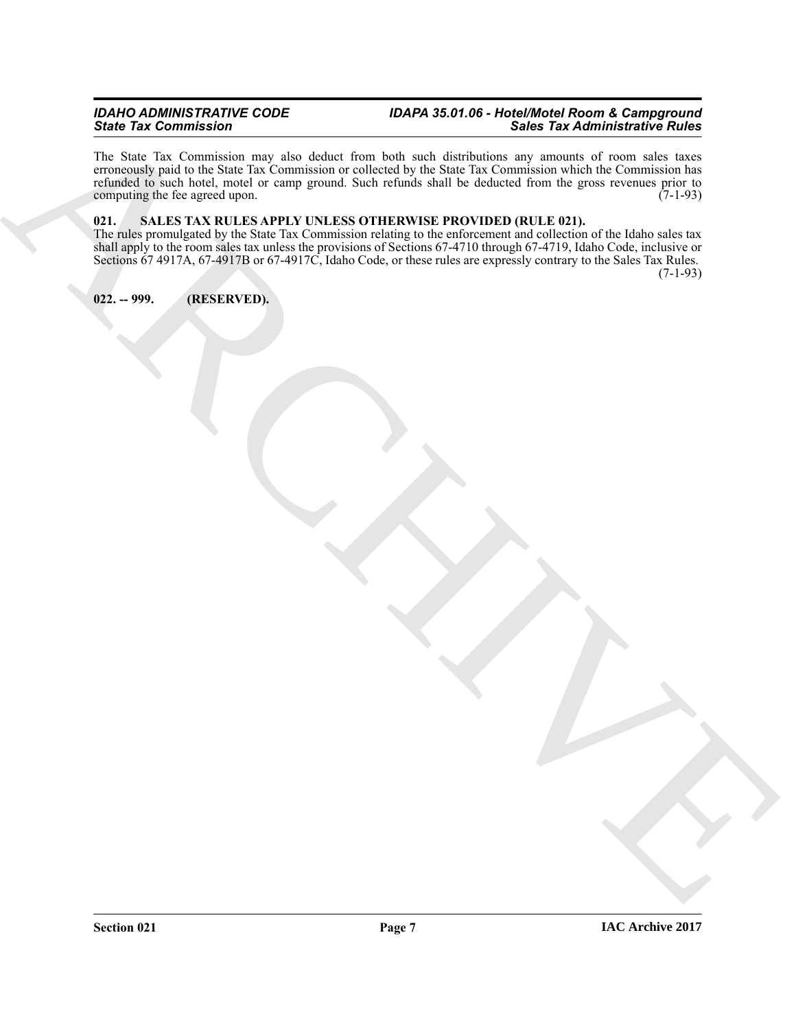The State Tax Commission may also deduct from both such distributions any amounts of room sales taxes erroneously paid to the State Tax Commission or collected by the State Tax Commission which the Commission has refunded to such hotel, motel or camp ground. Such refunds shall be deducted from the gross revenues prior to computing the fee agreed upon. (7-1-93)

### 021. SALES TAX RULES APPLY UNLESS OTHERWISE PROVIDED (RULE 021).

The rules promulgated by the State Tax Commission relating to the enforcement and collection of the Idaho sales tax shall apply to the room sales tax unless the provisions of Sections 67-4710 through 67-4719, Idaho Code, inclusive or Sections 67 4917A, 67-4917B or 67-4917C, Idaho Code, or these rules are expressly contrary to the Sales Tax Rules. (7-1-93)

### 022. -- 999. (RESERVED).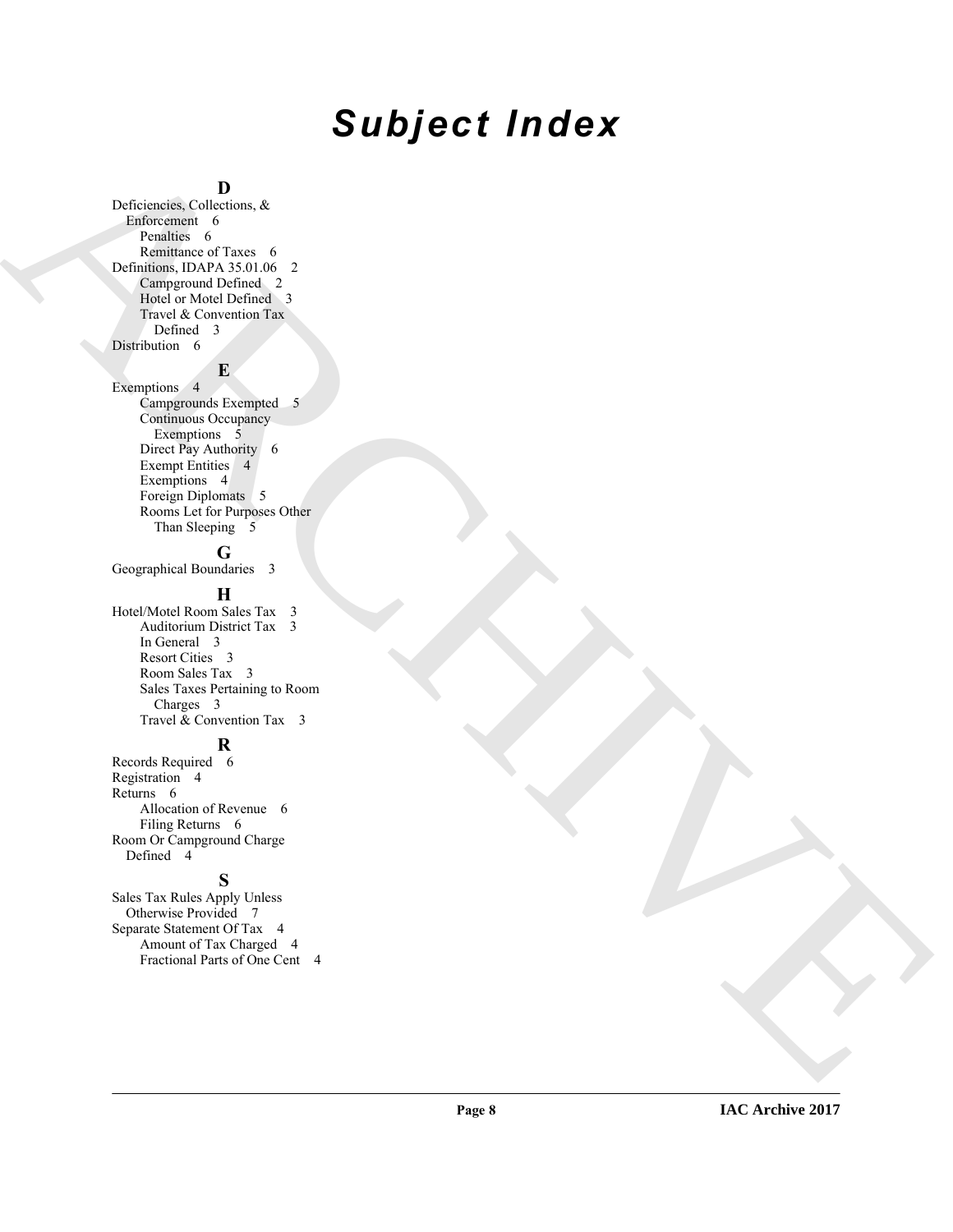# *Subject Index*

**D**

Deficiencies, Collections, & Enforcement 6
- Penalties 6
- Remittance of Taxes 6

Definitions, IDAPA 35.01.06 2
- Campground Defined 2
- Hotel or Motel Defined 3
- Travel & Convention Tax Defined 3

Distribution 6

**E**

Exemptions 4
- Campgrounds Exempted 5
- Continuous Occupancy Exemptions 5
- Direct Pay Authority 6
- Exempt Entities 4
- Exemptions 4
- Foreign Diplomats 5
- Rooms Let for Purposes Other Than Sleeping 5

**G**

Geographical Boundaries 3

**H**

Hotel/Motel Room Sales Tax 3
- Auditorium District Tax 3
- In General 3
- Resort Cities 3
- Room Sales Tax 3
- Sales Taxes Pertaining to Room Charges 3
- Travel & Convention Tax 3

**R**

Records Required 6

Registration 4

Returns 6
- Allocation of Revenue 6
- Filing Returns 6

Room Or Campground Charge Defined 4

**S**

Sales Tax Rules Apply Unless Otherwise Provided 7

Separate Statement Of Tax 4
- Amount of Tax Charged 4
- Fractional Parts of One Cent 4